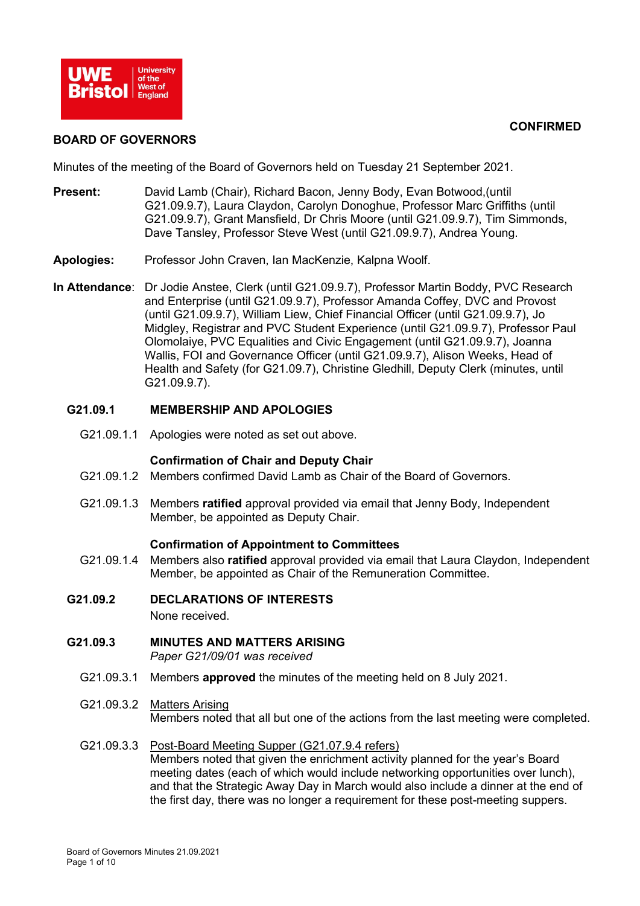**CONFIRMED**

# BOARD OF GOVERNORS

Minutes of the meeting of the Board of Governors held on Tuesday 21 September 2021.

**Present:** David Lamb (Chair), Richard Bacon, Jenny Body, Evan Botwood,(until G21.09.9.7), Laura Claydon, Carolyn Donoghue, Professor Marc Griffiths (until G21.09.9.7), Grant Mansfield, Dr Chris Moore (until G21.09.9.7), Tim Simmonds, Dave Tansley, Professor Steve West (until G21.09.9.7), Andrea Young.

**Apologies:** Professor John Craven, Ian MacKenzie, Kalpna Woolf.

**In Attendance**: Dr Jodie Anstee, Clerk (until G21.09.9.7), Professor Martin Boddy, PVC Research and Enterprise (until G21.09.9.7), Professor Amanda Coffey, DVC and Provost (until G21.09.9.7), William Liew, Chief Financial Officer (until G21.09.9.7), Jo Midgley, Registrar and PVC Student Experience (until G21.09.9.7), Professor Paul Olomolaiye, PVC Equalities and Civic Engagement (until G21.09.9.7), Joanna Wallis, FOI and Governance Officer (until G21.09.9.7), Alison Weeks, Head of Health and Safety (for G21.09.7), Christine Gledhill, Deputy Clerk (minutes, until G21.09.9.7).

## G21.09.1 MEMBERSHIP AND APOLOGIES

G21.09.1.1 Apologies were noted as set out above.

**Confirmation of Chair and Deputy Chair**

G21.09.1.2 Members confirmed David Lamb as Chair of the Board of Governors.

G21.09.1.3 Members **ratified** approval provided via email that Jenny Body, Independent Member, be appointed as Deputy Chair.

**Confirmation of Appointment to Committees**

G21.09.1.4 Members also **ratified** approval provided via email that Laura Claydon, Independent Member, be appointed as Chair of the Remuneration Committee.

## G21.09.2 DECLARATIONS OF INTERESTS

None received.

## G21.09.3 MINUTES AND MATTERS ARISING

*Paper G21/09/01 was received*

G21.09.3.1 Members **approved** the minutes of the meeting held on 8 July 2021.

G21.09.3.2 Matters Arising
Members noted that all but one of the actions from the last meeting were completed.

G21.09.3.3 Post-Board Meeting Supper (G21.07.9.4 refers)
Members noted that given the enrichment activity planned for the year's Board meeting dates (each of which would include networking opportunities over lunch), and that the Strategic Away Day in March would also include a dinner at the end of the first day, there was no longer a requirement for these post-meeting suppers.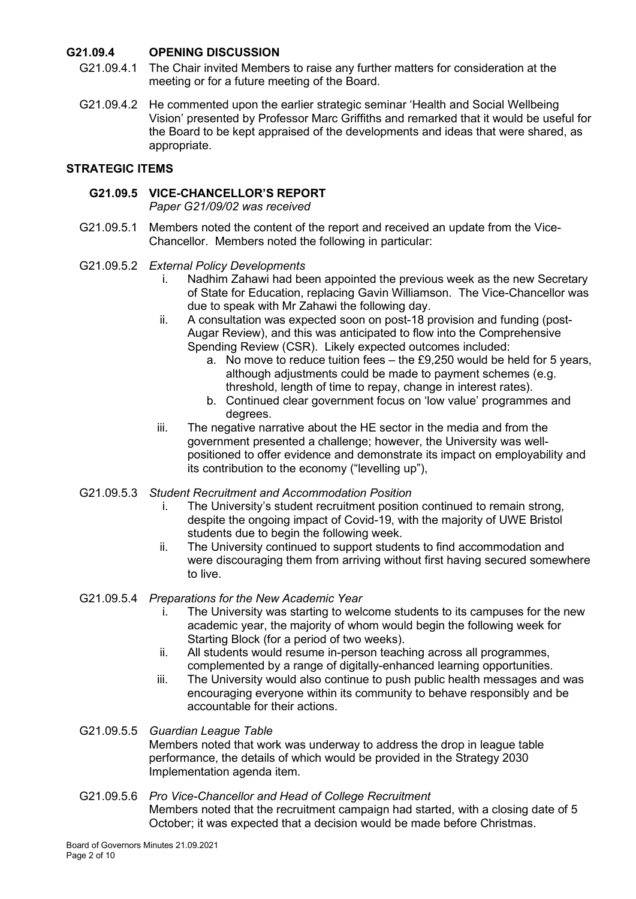### G21.09.4 OPENING DISCUSSION

G21.09.4.1 The Chair invited Members to raise any further matters for consideration at the meeting or for a future meeting of the Board.

G21.09.4.2 He commented upon the earlier strategic seminar 'Health and Social Wellbeing Vision' presented by Professor Marc Griffiths and remarked that it would be useful for the Board to be kept appraised of the developments and ideas that were shared, as appropriate.

## STRATEGIC ITEMS

### G21.09.5 VICE-CHANCELLOR'S REPORT

*Paper G21/09/02 was received*

G21.09.5.1 Members noted the content of the report and received an update from the Vice-Chancellor. Members noted the following in particular:

G21.09.5.2 *External Policy Developments*

i. Nadhim Zahawi had been appointed the previous week as the new Secretary of State for Education, replacing Gavin Williamson. The Vice-Chancellor was due to speak with Mr Zahawi the following day.

ii. A consultation was expected soon on post-18 provision and funding (post-Augar Review), and this was anticipated to flow into the Comprehensive Spending Review (CSR). Likely expected outcomes included:

   a. No move to reduce tuition fees – the £9,250 would be held for 5 years, although adjustments could be made to payment schemes (e.g. threshold, length of time to repay, change in interest rates).

   b. Continued clear government focus on 'low value' programmes and degrees.

iii. The negative narrative about the HE sector in the media and from the government presented a challenge; however, the University was well-positioned to offer evidence and demonstrate its impact on employability and its contribution to the economy ("levelling up"),

G21.09.5.3 *Student Recruitment and Accommodation Position*

i. The University's student recruitment position continued to remain strong, despite the ongoing impact of Covid-19, with the majority of UWE Bristol students due to begin the following week.

ii. The University continued to support students to find accommodation and were discouraging them from arriving without first having secured somewhere to live.

G21.09.5.4 *Preparations for the New Academic Year*

i. The University was starting to welcome students to its campuses for the new academic year, the majority of whom would begin the following week for Starting Block (for a period of two weeks).

ii. All students would resume in-person teaching across all programmes, complemented by a range of digitally-enhanced learning opportunities.

iii. The University would also continue to push public health messages and was encouraging everyone within its community to behave responsibly and be accountable for their actions.

G21.09.5.5 *Guardian League Table*

Members noted that work was underway to address the drop in league table performance, the details of which would be provided in the Strategy 2030 Implementation agenda item.

G21.09.5.6 *Pro Vice-Chancellor and Head of College Recruitment*

Members noted that the recruitment campaign had started, with a closing date of 5 October; it was expected that a decision would be made before Christmas.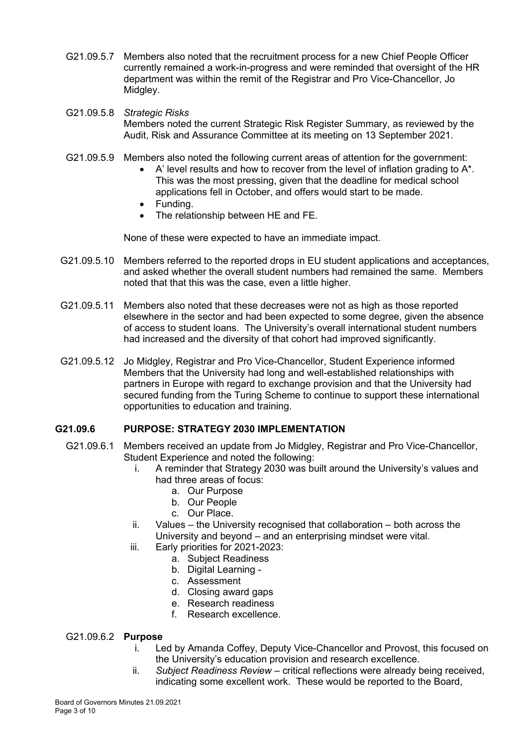G21.09.5.7 Members also noted that the recruitment process for a new Chief People Officer currently remained a work-in-progress and were reminded that oversight of the HR department was within the remit of the Registrar and Pro Vice-Chancellor, Jo Midgley.

G21.09.5.8 *Strategic Risks*
Members noted the current Strategic Risk Register Summary, as reviewed by the Audit, Risk and Assurance Committee at its meeting on 13 September 2021.

G21.09.5.9 Members also noted the following current areas of attention for the government:

- A' level results and how to recover from the level of inflation grading to A*. This was the most pressing, given that the deadline for medical school applications fell in October, and offers would start to be made.
- Funding.
- The relationship between HE and FE.

None of these were expected to have an immediate impact.

G21.09.5.10 Members referred to the reported drops in EU student applications and acceptances, and asked whether the overall student numbers had remained the same. Members noted that that this was the case, even a little higher.

G21.09.5.11 Members also noted that these decreases were not as high as those reported elsewhere in the sector and had been expected to some degree, given the absence of access to student loans. The University's overall international student numbers had increased and the diversity of that cohort had improved significantly.

G21.09.5.12 Jo Midgley, Registrar and Pro Vice-Chancellor, Student Experience informed Members that the University had long and well-established relationships with partners in Europe with regard to exchange provision and that the University had secured funding from the Turing Scheme to continue to support these international opportunities to education and training.

## G21.09.6 PURPOSE: STRATEGY 2030 IMPLEMENTATION

G21.09.6.1 Members received an update from Jo Midgley, Registrar and Pro Vice-Chancellor, Student Experience and noted the following:

i. A reminder that Strategy 2030 was built around the University's values and had three areas of focus:
   a. Our Purpose
   b. Our People
   c. Our Place.
ii. Values – the University recognised that collaboration – both across the University and beyond – and an enterprising mindset were vital.
iii. Early priorities for 2021-2023:
   a. Subject Readiness
   b. Digital Learning -
   c. Assessment
   d. Closing award gaps
   e. Research readiness
   f. Research excellence.

G21.09.6.2 **Purpose**

i. Led by Amanda Coffey, Deputy Vice-Chancellor and Provost, this focused on the University's education provision and research excellence.
ii. *Subject Readiness Review* – critical reflections were already being received, indicating some excellent work. These would be reported to the Board,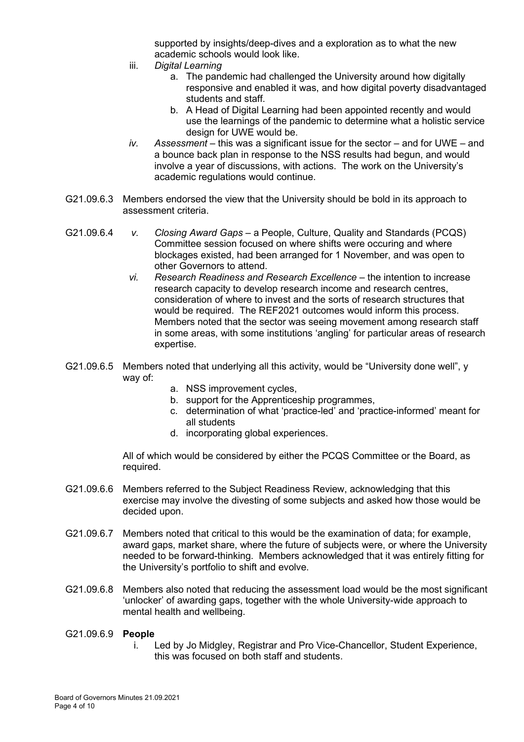supported by insights/deep-dives and a exploration as to what the new academic schools would look like.

iii. *Digital Learning*

   a. The pandemic had challenged the University around how digitally responsive and enabled it was, and how digital poverty disadvantaged students and staff.

   b. A Head of Digital Learning had been appointed recently and would use the learnings of the pandemic to determine what a holistic service design for UWE would be.

*iv. Assessment* – this was a significant issue for the sector – and for UWE – and a bounce back plan in response to the NSS results had begun, and would involve a year of discussions, with actions. The work on the University's academic regulations would continue.

G21.09.6.3 Members endorsed the view that the University should be bold in its approach to assessment criteria.

G21.09.6.4 *v. Closing Award Gaps* – a People, Culture, Quality and Standards (PCQS) Committee session focused on where shifts were occuring and where blockages existed, had been arranged for 1 November, and was open to other Governors to attend.

*vi. Research Readiness and Research Excellence* – the intention to increase research capacity to develop research income and research centres, consideration of where to invest and the sorts of research structures that would be required. The REF2021 outcomes would inform this process. Members noted that the sector was seeing movement among research staff in some areas, with some institutions 'angling' for particular areas of research expertise.

G21.09.6.5 Members noted that underlying all this activity, would be "University done well", y way of:

   a. NSS improvement cycles,
   b. support for the Apprenticeship programmes,
   c. determination of what 'practice-led' and 'practice-informed' meant for all students
   d. incorporating global experiences.

All of which would be considered by either the PCQS Committee or the Board, as required.

G21.09.6.6 Members referred to the Subject Readiness Review, acknowledging that this exercise may involve the divesting of some subjects and asked how those would be decided upon.

G21.09.6.7 Members noted that critical to this would be the examination of data; for example, award gaps, market share, where the future of subjects were, or where the University needed to be forward-thinking. Members acknowledged that it was entirely fitting for the University's portfolio to shift and evolve.

G21.09.6.8 Members also noted that reducing the assessment load would be the most significant 'unlocker' of awarding gaps, together with the whole University-wide approach to mental health and wellbeing.

G21.09.6.9 **People**

i. Led by Jo Midgley, Registrar and Pro Vice-Chancellor, Student Experience, this was focused on both staff and students.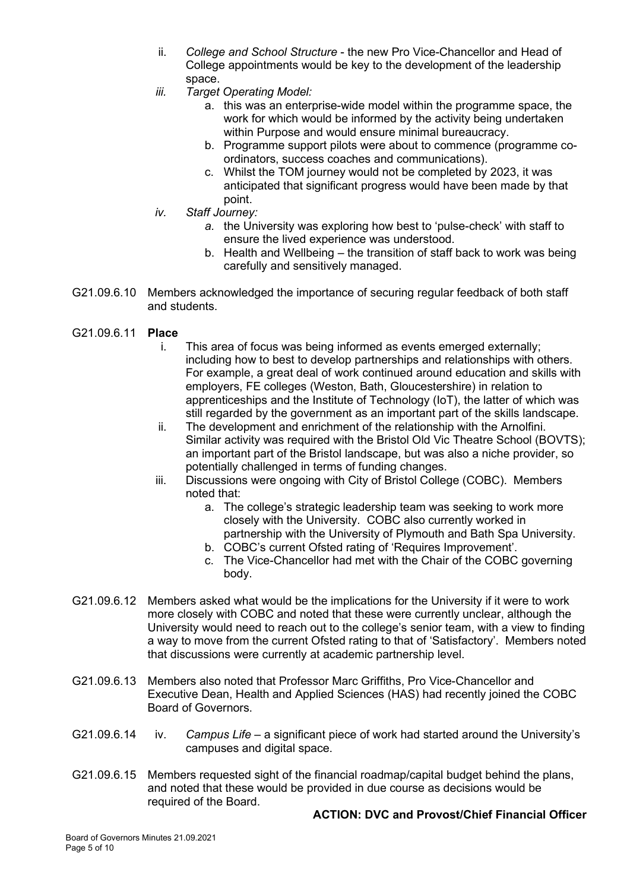ii. *College and School Structure* - the new Pro Vice-Chancellor and Head of College appointments would be key to the development of the leadership space.

iii. *Target Operating Model:*
   a. this was an enterprise-wide model within the programme space, the work for which would be informed by the activity being undertaken within Purpose and would ensure minimal bureaucracy.
   b. Programme support pilots were about to commence (programme co-ordinators, success coaches and communications).
   c. Whilst the TOM journey would not be completed by 2023, it was anticipated that significant progress would have been made by that point.

iv. *Staff Journey:*
   a. the University was exploring how best to 'pulse-check' with staff to ensure the lived experience was understood.
   b. Health and Wellbeing – the transition of staff back to work was being carefully and sensitively managed.

G21.09.6.10 Members acknowledged the importance of securing regular feedback of both staff and students.

G21.09.6.11 **Place**

i. This area of focus was being informed as events emerged externally; including how to best to develop partnerships and relationships with others. For example, a great deal of work continued around education and skills with employers, FE colleges (Weston, Bath, Gloucestershire) in relation to apprenticeships and the Institute of Technology (IoT), the latter of which was still regarded by the government as an important part of the skills landscape.

ii. The development and enrichment of the relationship with the Arnolfini. Similar activity was required with the Bristol Old Vic Theatre School (BOVTS); an important part of the Bristol landscape, but was also a niche provider, so potentially challenged in terms of funding changes.

iii. Discussions were ongoing with City of Bristol College (COBC). Members noted that:
   a. The college's strategic leadership team was seeking to work more closely with the University. COBC also currently worked in partnership with the University of Plymouth and Bath Spa University.
   b. COBC's current Ofsted rating of 'Requires Improvement'.
   c. The Vice-Chancellor had met with the Chair of the COBC governing body.

G21.09.6.12 Members asked what would be the implications for the University if it were to work more closely with COBC and noted that these were currently unclear, although the University would need to reach out to the college's senior team, with a view to finding a way to move from the current Ofsted rating to that of 'Satisfactory'. Members noted that discussions were currently at academic partnership level.

G21.09.6.13 Members also noted that Professor Marc Griffiths, Pro Vice-Chancellor and Executive Dean, Health and Applied Sciences (HAS) had recently joined the COBC Board of Governors.

G21.09.6.14 iv. *Campus Life* – a significant piece of work had started around the University's campuses and digital space.

G21.09.6.15 Members requested sight of the financial roadmap/capital budget behind the plans, and noted that these would be provided in due course as decisions would be required of the Board.

**ACTION: DVC and Provost/Chief Financial Officer**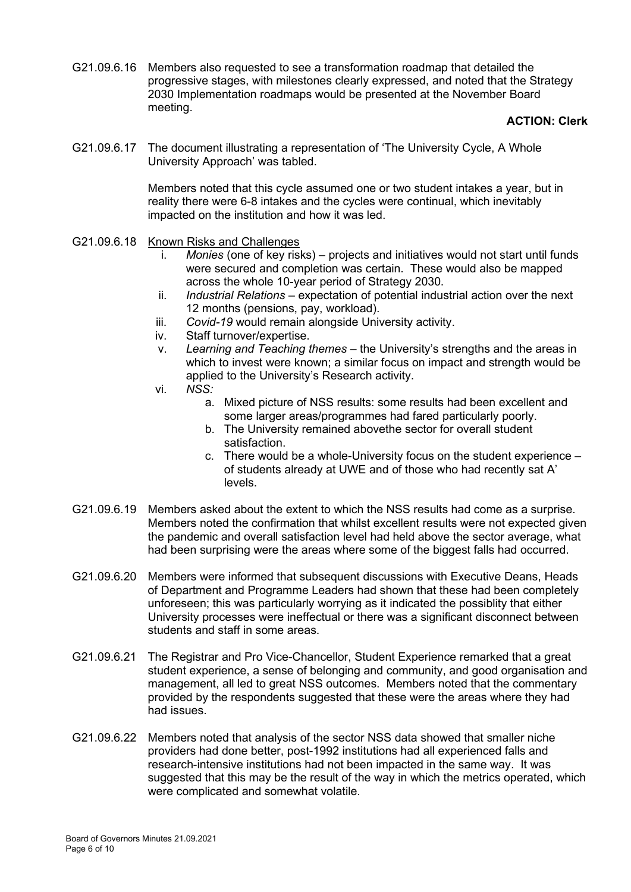G21.09.6.16 Members also requested to see a transformation roadmap that detailed the progressive stages, with milestones clearly expressed, and noted that the Strategy 2030 Implementation roadmaps would be presented at the November Board meeting.

**ACTION: Clerk**

G21.09.6.17 The document illustrating a representation of 'The University Cycle, A Whole University Approach' was tabled.

Members noted that this cycle assumed one or two student intakes a year, but in reality there were 6-8 intakes and the cycles were continual, which inevitably impacted on the institution and how it was led.

G21.09.6.18 Known Risks and Challenges

i. *Monies* (one of key risks) – projects and initiatives would not start until funds were secured and completion was certain. These would also be mapped across the whole 10-year period of Strategy 2030.
ii. *Industrial Relations* – expectation of potential industrial action over the next 12 months (pensions, pay, workload).
iii. *Covid-19* would remain alongside University activity.
iv. Staff turnover/expertise.
v. *Learning and Teaching themes* – the University's strengths and the areas in which to invest were known; a similar focus on impact and strength would be applied to the University's Research activity.
vi. *NSS:*
    a. Mixed picture of NSS results: some results had been excellent and some larger areas/programmes had fared particularly poorly.
    b. The University remained abovethe sector for overall student satisfaction.
    c. There would be a whole-University focus on the student experience – of students already at UWE and of those who had recently sat A' levels.

G21.09.6.19 Members asked about the extent to which the NSS results had come as a surprise. Members noted the confirmation that whilst excellent results were not expected given the pandemic and overall satisfaction level had held above the sector average, what had been surprising were the areas where some of the biggest falls had occurred.

G21.09.6.20 Members were informed that subsequent discussions with Executive Deans, Heads of Department and Programme Leaders had shown that these had been completely unforeseen; this was particularly worrying as it indicated the possiblity that either University processes were ineffectual or there was a significant disconnect between students and staff in some areas.

G21.09.6.21 The Registrar and Pro Vice-Chancellor, Student Experience remarked that a great student experience, a sense of belonging and community, and good organisation and management, all led to great NSS outcomes. Members noted that the commentary provided by the respondents suggested that these were the areas where they had had issues.

G21.09.6.22 Members noted that analysis of the sector NSS data showed that smaller niche providers had done better, post-1992 institutions had all experienced falls and research-intensive institutions had not been impacted in the same way. It was suggested that this may be the result of the way in which the metrics operated, which were complicated and somewhat volatile.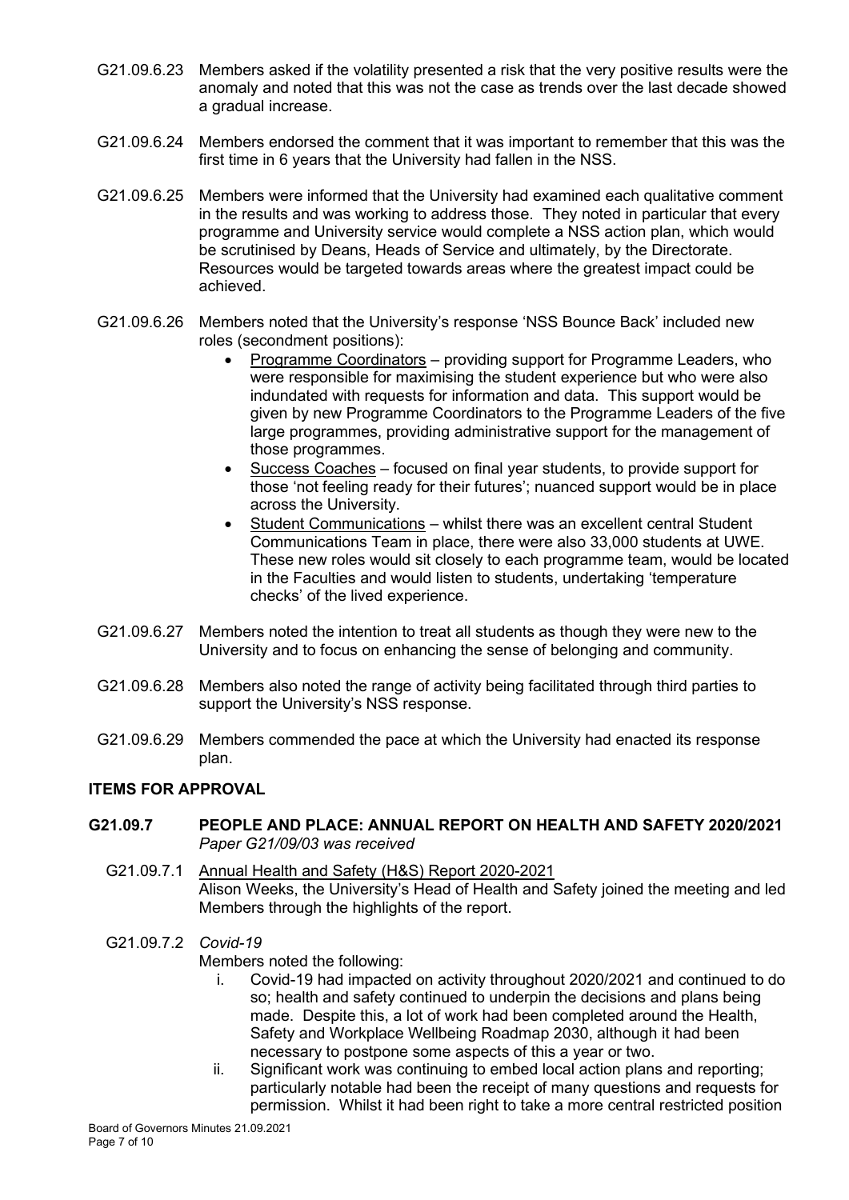G21.09.6.23 Members asked if the volatility presented a risk that the very positive results were the anomaly and noted that this was not the case as trends over the last decade showed a gradual increase.

G21.09.6.24 Members endorsed the comment that it was important to remember that this was the first time in 6 years that the University had fallen in the NSS.

G21.09.6.25 Members were informed that the University had examined each qualitative comment in the results and was working to address those. They noted in particular that every programme and University service would complete a NSS action plan, which would be scrutinised by Deans, Heads of Service and ultimately, by the Directorate. Resources would be targeted towards areas where the greatest impact could be achieved.

G21.09.6.26 Members noted that the University's response 'NSS Bounce Back' included new roles (secondment positions):

- Programme Coordinators – providing support for Programme Leaders, who were responsible for maximising the student experience but who were also indundated with requests for information and data. This support would be given by new Programme Coordinators to the Programme Leaders of the five large programmes, providing administrative support for the management of those programmes.
- Success Coaches – focused on final year students, to provide support for those 'not feeling ready for their futures'; nuanced support would be in place across the University.
- Student Communications – whilst there was an excellent central Student Communications Team in place, there were also 33,000 students at UWE. These new roles would sit closely to each programme team, would be located in the Faculties and would listen to students, undertaking 'temperature checks' of the lived experience.

G21.09.6.27 Members noted the intention to treat all students as though they were new to the University and to focus on enhancing the sense of belonging and community.

G21.09.6.28 Members also noted the range of activity being facilitated through third parties to support the University's NSS response.

G21.09.6.29 Members commended the pace at which the University had enacted its response plan.

## ITEMS FOR APPROVAL

### G21.09.7 PEOPLE AND PLACE: ANNUAL REPORT ON HEALTH AND SAFETY 2020/2021

*Paper G21/09/03 was received*

G21.09.7.1 Annual Health and Safety (H&S) Report 2020-2021
Alison Weeks, the University's Head of Health and Safety joined the meeting and led Members through the highlights of the report.

G21.09.7.2 *Covid-19*

Members noted the following:

i. Covid-19 had impacted on activity throughout 2020/2021 and continued to do so; health and safety continued to underpin the decisions and plans being made. Despite this, a lot of work had been completed around the Health, Safety and Workplace Wellbeing Roadmap 2030, although it had been necessary to postpone some aspects of this a year or two.

ii. Significant work was continuing to embed local action plans and reporting; particularly notable had been the receipt of many questions and requests for permission. Whilst it had been right to take a more central restricted position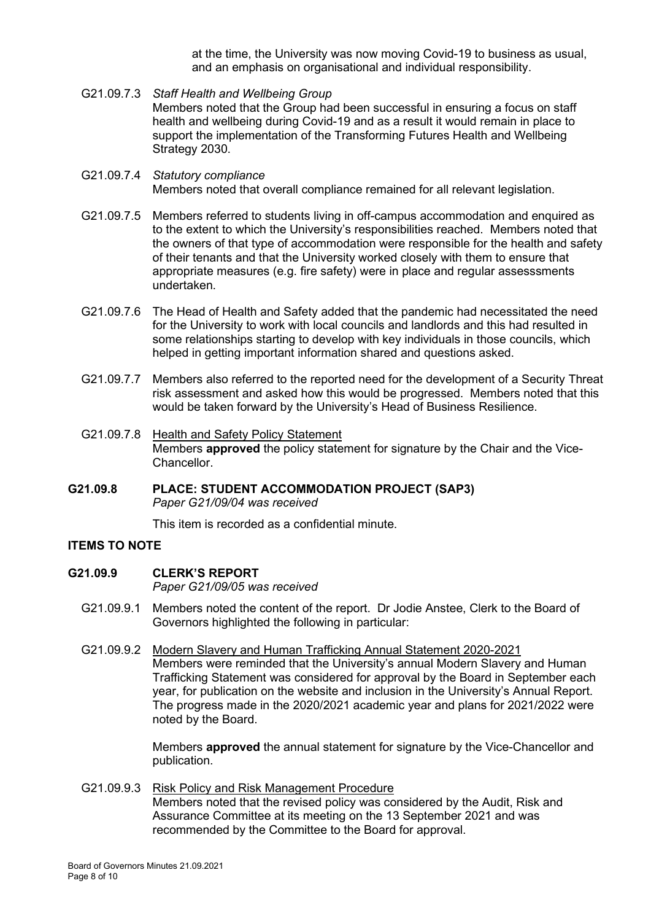at the time, the University was now moving Covid-19 to business as usual, and an emphasis on organisational and individual responsibility.

G21.09.7.3 *Staff Health and Wellbeing Group*
Members noted that the Group had been successful in ensuring a focus on staff health and wellbeing during Covid-19 and as a result it would remain in place to support the implementation of the Transforming Futures Health and Wellbeing Strategy 2030.

G21.09.7.4 *Statutory compliance*
Members noted that overall compliance remained for all relevant legislation.

G21.09.7.5 Members referred to students living in off-campus accommodation and enquired as to the extent to which the University's responsibilities reached. Members noted that the owners of that type of accommodation were responsible for the health and safety of their tenants and that the University worked closely with them to ensure that appropriate measures (e.g. fire safety) were in place and regular assesssments undertaken.

G21.09.7.6 The Head of Health and Safety added that the pandemic had necessitated the need for the University to work with local councils and landlords and this had resulted in some relationships starting to develop with key individuals in those councils, which helped in getting important information shared and questions asked.

G21.09.7.7 Members also referred to the reported need for the development of a Security Threat risk assessment and asked how this would be progressed. Members noted that this would be taken forward by the University's Head of Business Resilience.

G21.09.7.8 <u>Health and Safety Policy Statement</u>
Members **approved** the policy statement for signature by the Chair and the Vice-Chancellor.

**G21.09.8 PLACE: STUDENT ACCOMMODATION PROJECT (SAP3)**
*Paper G21/09/04 was received*

This item is recorded as a confidential minute.

**ITEMS TO NOTE**

**G21.09.9 CLERK'S REPORT**
*Paper G21/09/05 was received*

G21.09.9.1 Members noted the content of the report. Dr Jodie Anstee, Clerk to the Board of Governors highlighted the following in particular:

G21.09.9.2 <u>Modern Slavery and Human Trafficking Annual Statement 2020-2021</u>
Members were reminded that the University's annual Modern Slavery and Human Trafficking Statement was considered for approval by the Board in September each year, for publication on the website and inclusion in the University's Annual Report. The progress made in the 2020/2021 academic year and plans for 2021/2022 were noted by the Board.

Members **approved** the annual statement for signature by the Vice-Chancellor and publication.

G21.09.9.3 <u>Risk Policy and Risk Management Procedure</u>
Members noted that the revised policy was considered by the Audit, Risk and Assurance Committee at its meeting on the 13 September 2021 and was recommended by the Committee to the Board for approval.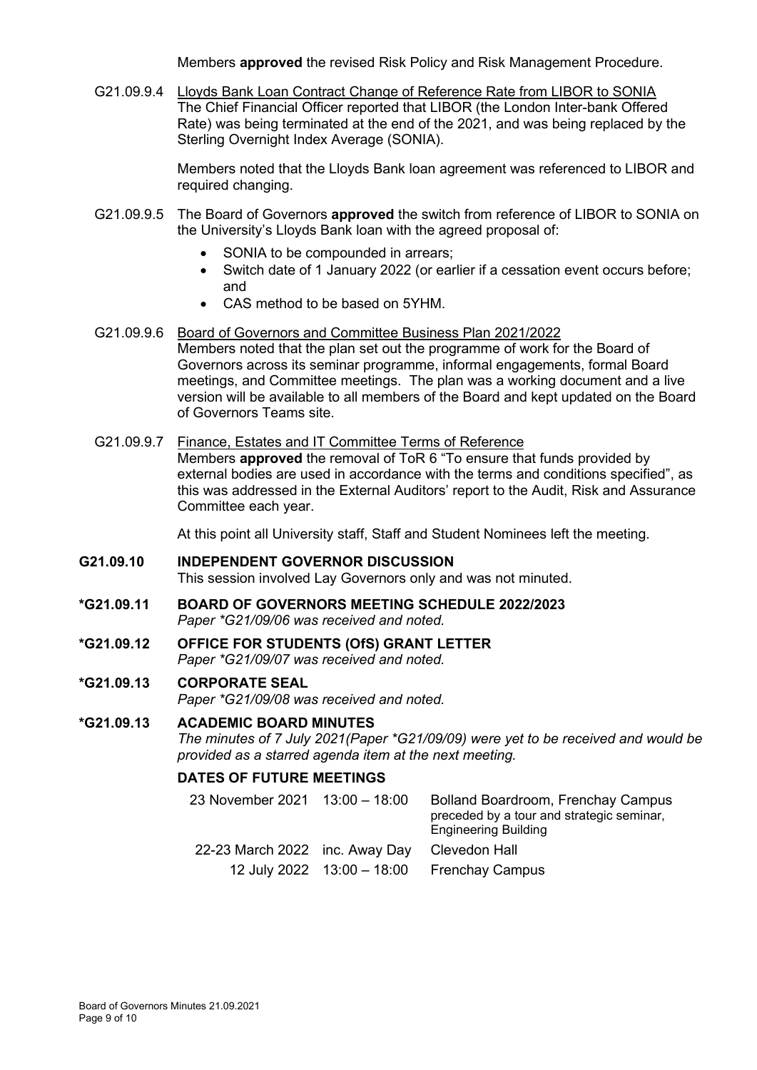Members **approved** the revised Risk Policy and Risk Management Procedure.

G21.09.9.4 Lloyds Bank Loan Contract Change of Reference Rate from LIBOR to SONIA
The Chief Financial Officer reported that LIBOR (the London Inter-bank Offered Rate) was being terminated at the end of the 2021, and was being replaced by the Sterling Overnight Index Average (SONIA).

Members noted that the Lloyds Bank loan agreement was referenced to LIBOR and required changing.

G21.09.9.5 The Board of Governors **approved** the switch from reference of LIBOR to SONIA on the University's Lloyds Bank loan with the agreed proposal of:

- SONIA to be compounded in arrears;
- Switch date of 1 January 2022 (or earlier if a cessation event occurs before; and
- CAS method to be based on 5YHM.

G21.09.9.6 Board of Governors and Committee Business Plan 2021/2022
Members noted that the plan set out the programme of work for the Board of Governors across its seminar programme, informal engagements, formal Board meetings, and Committee meetings. The plan was a working document and a live version will be available to all members of the Board and kept updated on the Board of Governors Teams site.

G21.09.9.7 Finance, Estates and IT Committee Terms of Reference
Members **approved** the removal of ToR 6 "To ensure that funds provided by external bodies are used in accordance with the terms and conditions specified", as this was addressed in the External Auditors' report to the Audit, Risk and Assurance Committee each year.

At this point all University staff, Staff and Student Nominees left the meeting.

**G21.09.10 INDEPENDENT GOVERNOR DISCUSSION**
This session involved Lay Governors only and was not minuted.

**\*G21.09.11 BOARD OF GOVERNORS MEETING SCHEDULE 2022/2023**
*Paper \*G21/09/06 was received and noted.*

**\*G21.09.12 OFFICE FOR STUDENTS (OfS) GRANT LETTER**
*Paper \*G21/09/07 was received and noted.*

**\*G21.09.13 CORPORATE SEAL**
*Paper \*G21/09/08 was received and noted.*

**\*G21.09.13 ACADEMIC BOARD MINUTES**
*The minutes of 7 July 2021(Paper \*G21/09/09) were yet to be received and would be provided as a starred agenda item at the next meeting.*

**DATES OF FUTURE MEETINGS**

| | | |
|---|---|---|
| 23 November 2021 | 13:00 – 18:00 | Bolland Boardroom, Frenchay Campus preceded by a tour and strategic seminar, Engineering Building |
| 22-23 March 2022 | inc. Away Day | Clevedon Hall |
| 12 July 2022 | 13:00 – 18:00 | Frenchay Campus |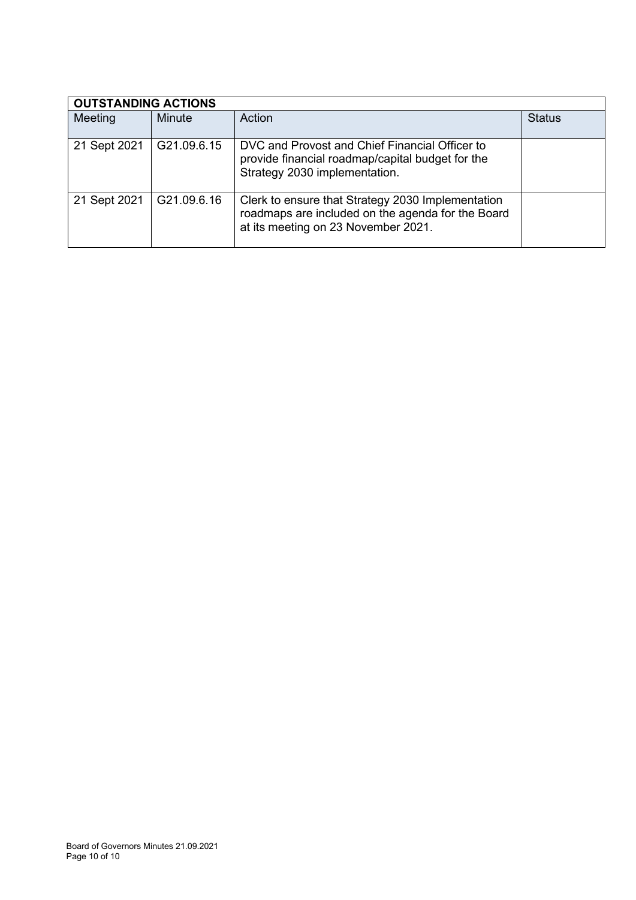| OUTSTANDING ACTIONS | | | |
| --- | --- | --- | --- |
| Meeting | Minute | Action | Status |
| 21 Sept 2021 | G21.09.6.15 | DVC and Provost and Chief Financial Officer to provide financial roadmap/capital budget for the Strategy 2030 implementation. | |
| 21 Sept 2021 | G21.09.6.16 | Clerk to ensure that Strategy 2030 Implementation roadmaps are included on the agenda for the Board at its meeting on 23 November 2021. | |